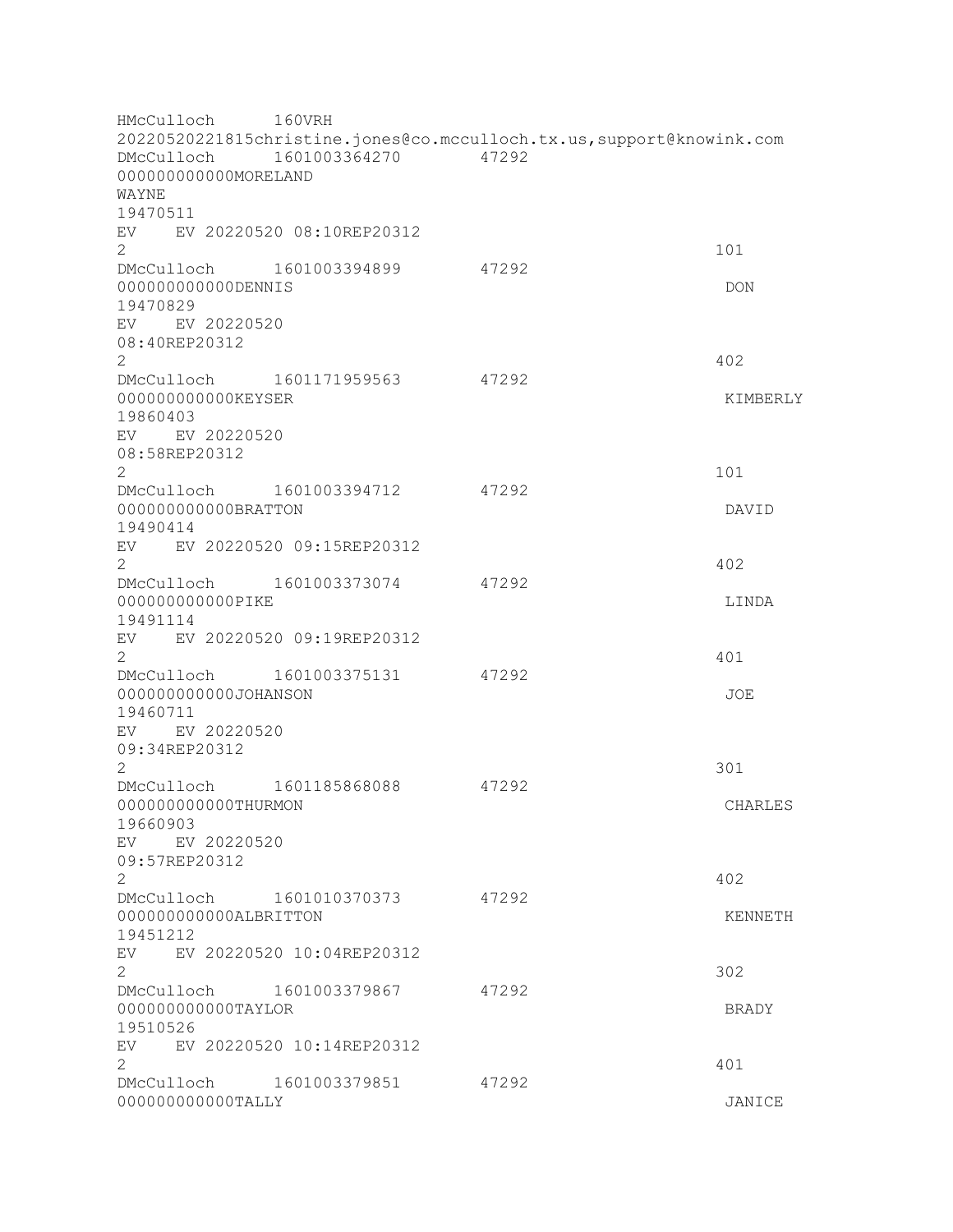```
HMcCulloch      160VRH
20220520221815christine.jones@co.mcculloch.tx.us,support@knowink.com
DMcCulloch      1601003364270       47292
000000000000MORELAND
WAYNE
19470511
EV    EV 20220520 08:10REP20312
2                                                                   101
DMcCulloch      1601003394899       47292
000000000000DENNIS                                                  DON
19470829
EV    EV 20220520
08:40REP20312
2                                                                   402
DMcCulloch      1601171959563       47292
000000000000KEYSER                                                  KIMBERLY
19860403
EV    EV 20220520
08:58REP20312
2                                                                   101
DMcCulloch      1601003394712       47292
000000000000BRATTON                                                 DAVID
19490414
EV    EV 20220520 09:15REP20312
2                                                                   402
DMcCulloch      1601003373074       47292
000000000000PIKE                                                    LINDA
19491114
EV    EV 20220520 09:19REP20312
2                                                                   401
DMcCulloch      1601003375131       47292
000000000000JOHANSON                                                JOE
19460711
EV    EV 20220520
09:34REP20312
2                                                                   301
DMcCulloch      1601185868088       47292
000000000000THURMON                                                 CHARLES
19660903
EV    EV 20220520
09:57REP20312
2                                                                   402
DMcCulloch      1601010370373       47292
000000000000ALBRITTON                                               KENNETH
19451212
EV    EV 20220520 10:04REP20312
2                                                                   302
DMcCulloch      1601003379867       47292
000000000000TAYLOR                                                  BRADY
19510526
EV    EV 20220520 10:14REP20312
2                                                                   401
DMcCulloch      1601003379851       47292
000000000000TALLY                                                   JANICE
```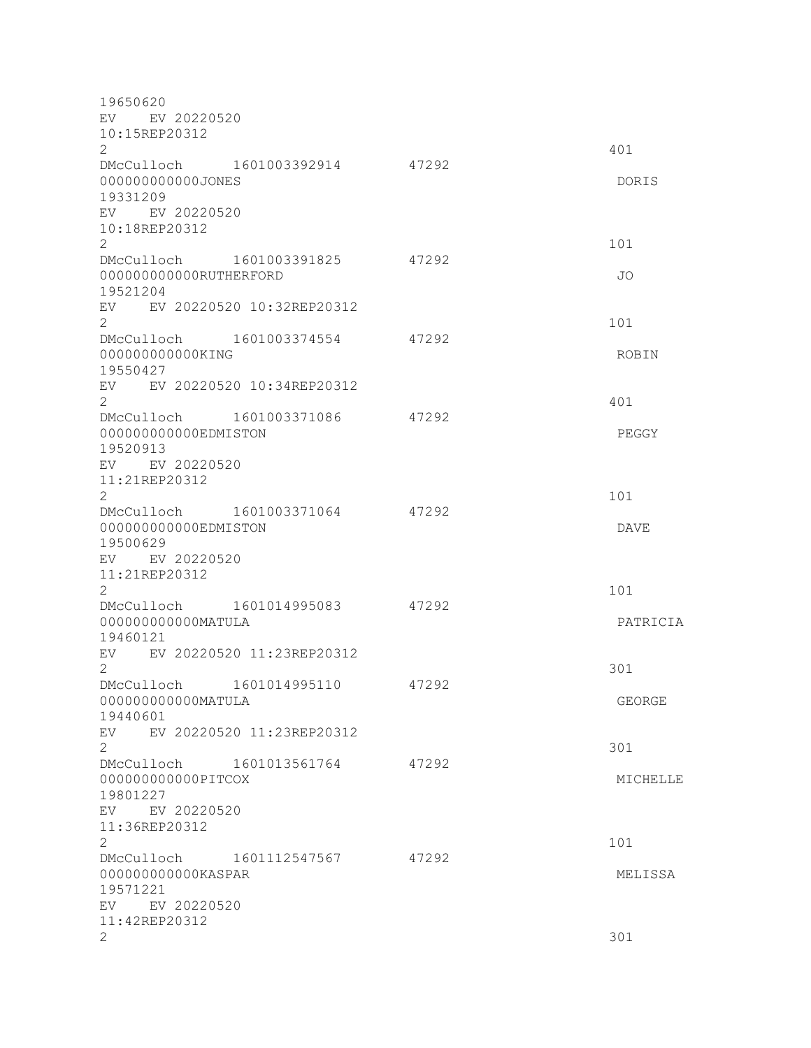```
19650620
EV    EV 20220520
10:15REP20312
2                                                               401
DMcCulloch     1601003392914      47292
000000000000JONES                                               DORIS
19331209
EV    EV 20220520
10:18REP20312
2                                                               101
DMcCulloch     1601003391825      47292
000000000000RUTHERFORD                                          JO
19521204
EV    EV 20220520 10:32REP20312
2                                                               101
DMcCulloch     1601003374554      47292
000000000000KING                                                ROBIN
19550427
EV    EV 20220520 10:34REP20312
2                                                               401
DMcCulloch     1601003371086      47292
000000000000EDMISTON                                            PEGGY
19520913
EV    EV 20220520
11:21REP20312
2                                                               101
DMcCulloch     1601003371064      47292
000000000000EDMISTON                                            DAVE
19500629
EV    EV 20220520
11:21REP20312
2                                                               101
DMcCulloch     1601014995083      47292
000000000000MATULA                                              PATRICIA
19460121
EV    EV 20220520 11:23REP20312
2                                                               301
DMcCulloch     1601014995110      47292
000000000000MATULA                                              GEORGE
19440601
EV    EV 20220520 11:23REP20312
2                                                               301
DMcCulloch     1601013561764      47292
000000000000PITCOX                                              MICHELLE
19801227
EV    EV 20220520
11:36REP20312
2                                                               101
DMcCulloch     1601112547567      47292
000000000000KASPAR                                              MELISSA
19571221
EV    EV 20220520
11:42REP20312
2                                                               301
```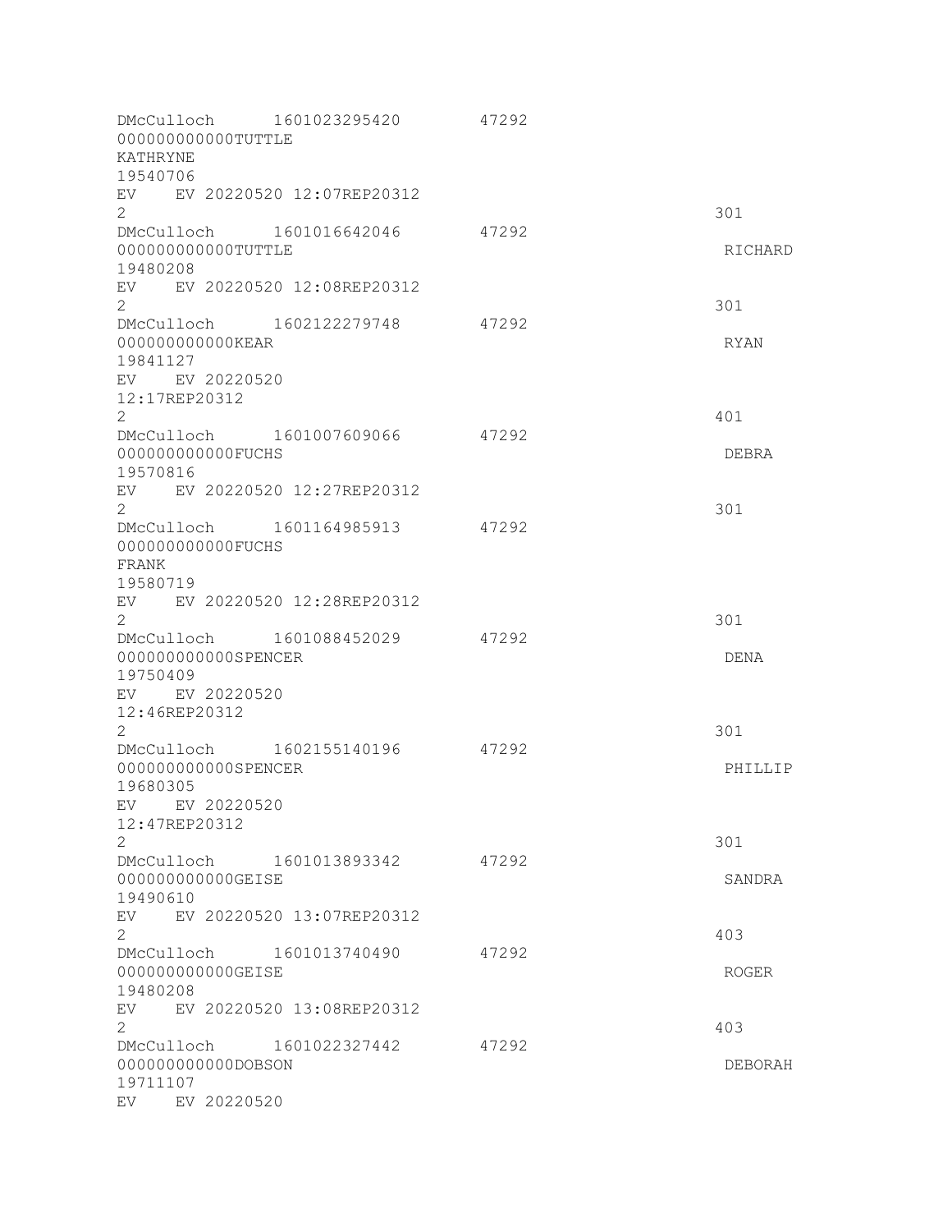```
DMcCulloch      1601023295420       47292
000000000000TUTTLE
KATHRYNE
19540706
EV    EV 20220520 12:07REP20312
2                                                          301
DMcCulloch      1601016642046       47292
000000000000TUTTLE                                         RICHARD
19480208
EV    EV 20220520 12:08REP20312
2                                                          301
DMcCulloch      1602122279748       47292
000000000000KEAR                                           RYAN
19841127
EV    EV 20220520
12:17REP20312
2                                                          401
DMcCulloch      1601007609066       47292
000000000000FUCHS                                          DEBRA
19570816
EV    EV 20220520 12:27REP20312
2                                                          301
DMcCulloch      1601164985913       47292
000000000000FUCHS
FRANK
19580719
EV    EV 20220520 12:28REP20312
2                                                          301
DMcCulloch      1601088452029       47292
000000000000SPENCER                                        DENA
19750409
EV    EV 20220520
12:46REP20312
2                                                          301
DMcCulloch      1602155140196       47292
000000000000SPENCER                                        PHILLIP
19680305
EV    EV 20220520
12:47REP20312
2                                                          301
DMcCulloch      1601013893342       47292
000000000000GEISE                                          SANDRA
19490610
EV    EV 20220520 13:07REP20312
2                                                          403
DMcCulloch      1601013740490       47292
000000000000GEISE                                          ROGER
19480208
EV    EV 20220520 13:08REP20312
2                                                          403
DMcCulloch      1601022327442       47292
000000000000DOBSON                                         DEBORAH
19711107
EV    EV 20220520
```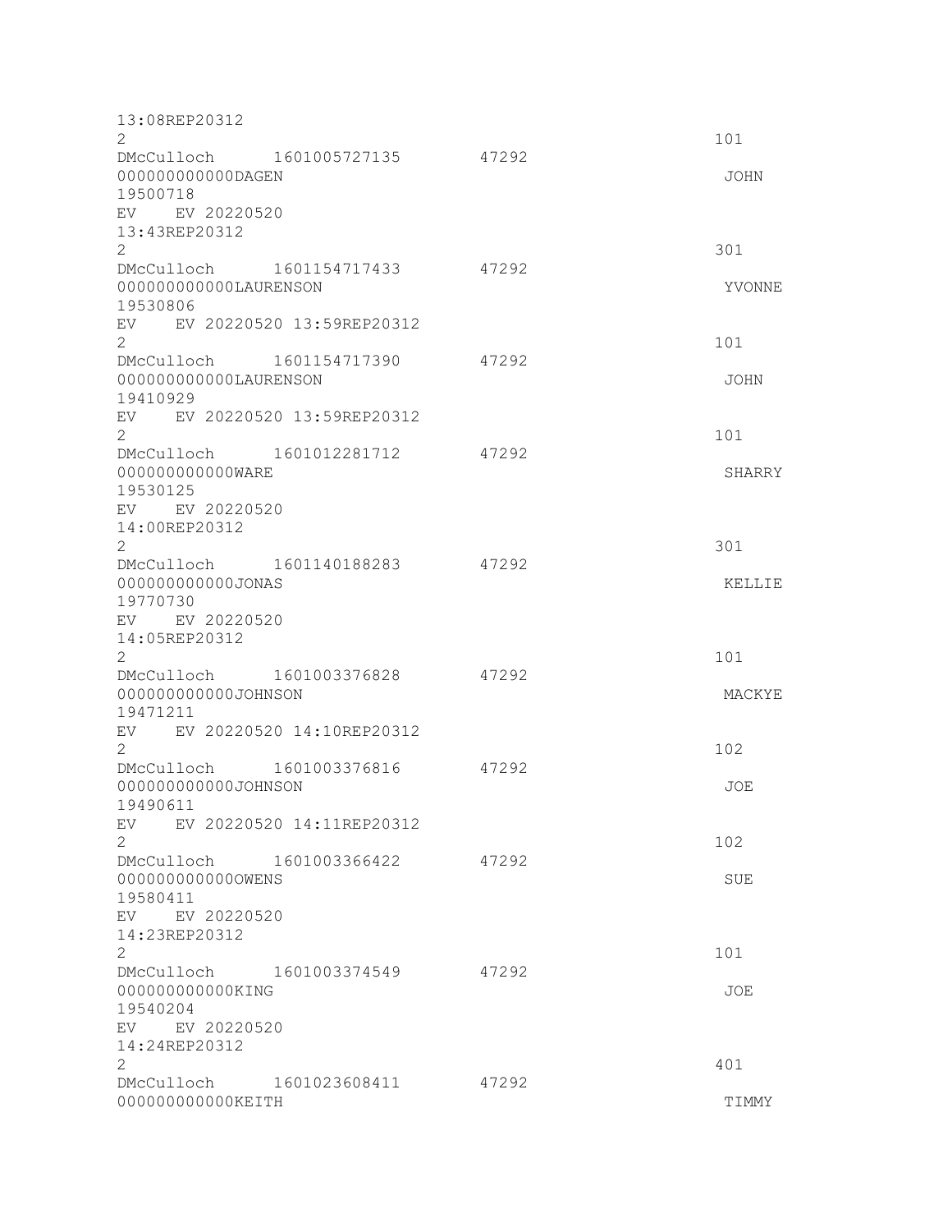```
13:08REP20312
2                                                                    101
DMcCulloch     1601005727135        47292
000000000000DAGEN                                                    JOHN
19500718
EV   EV 20220520
13:43REP20312
2                                                                    301
DMcCulloch     1601154717433        47292
000000000000LAURENSON                                                YVONNE
19530806
EV   EV 20220520 13:59REP20312
2                                                                    101
DMcCulloch     1601154717390        47292
000000000000LAURENSON                                                JOHN
19410929
EV   EV 20220520 13:59REP20312
2                                                                    101
DMcCulloch     1601012281712        47292
000000000000WARE                                                     SHARRY
19530125
EV   EV 20220520
14:00REP20312
2                                                                    301
DMcCulloch     1601140188283        47292
000000000000JONAS                                                    KELLIE
19770730
EV   EV 20220520
14:05REP20312
2                                                                    101
DMcCulloch     1601003376828        47292
000000000000JOHNSON                                                  MACKYE
19471211
EV   EV 20220520 14:10REP20312
2                                                                    102
DMcCulloch     1601003376816        47292
000000000000JOHNSON                                                  JOE
19490611
EV   EV 20220520 14:11REP20312
2                                                                    102
DMcCulloch     1601003366422        47292
000000000000OWENS                                                    SUE
19580411
EV   EV 20220520
14:23REP20312
2                                                                    101
DMcCulloch     1601003374549        47292
000000000000KING                                                     JOE
19540204
EV   EV 20220520
14:24REP20312
2                                                                    401
DMcCulloch     1601023608411        47292
000000000000KEITH                                                    TIMMY
```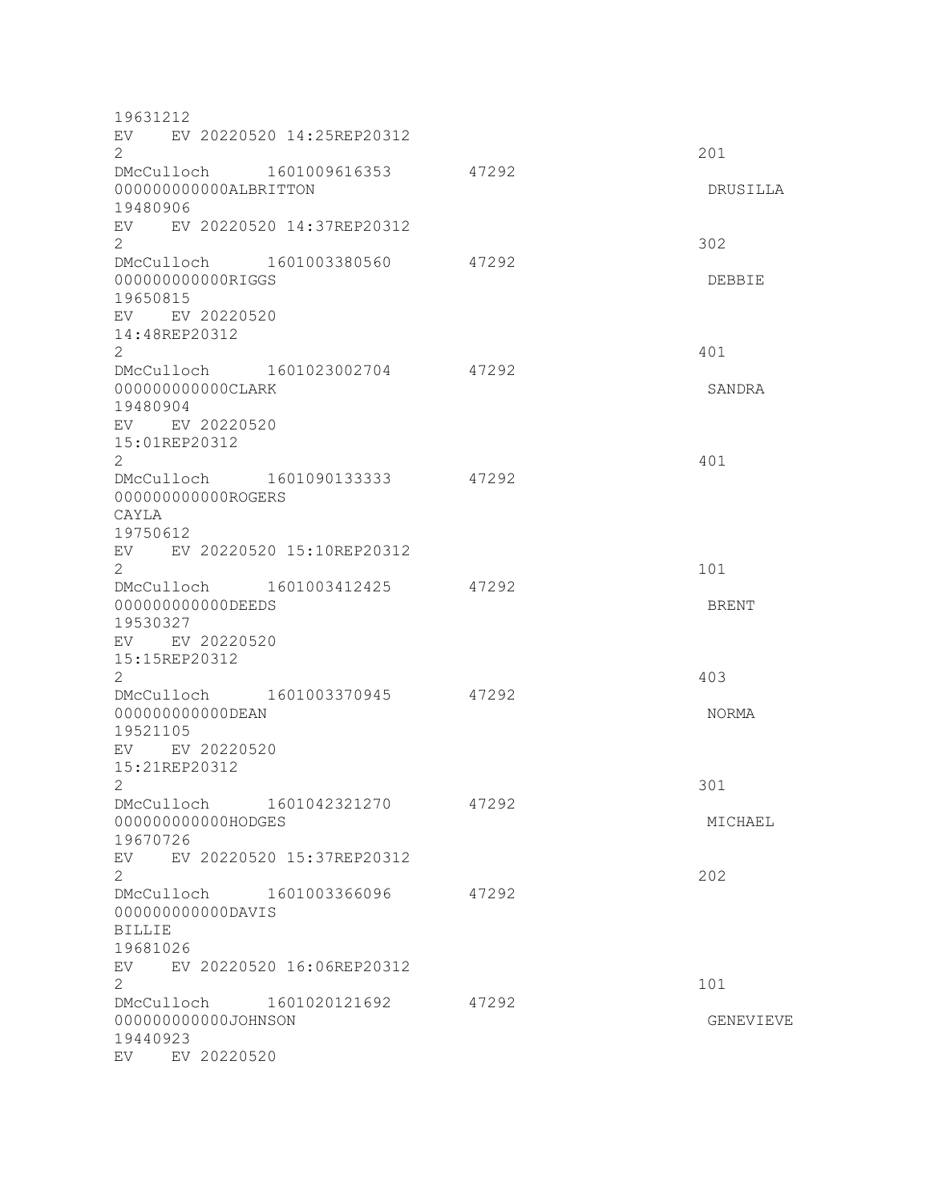```
19631212
EV    EV 20220520 14:25REP20312
2                                                              201
DMcCulloch      1601009616353       47292
000000000000ALBRITTON                                           DRUSILLA
19480906
EV    EV 20220520 14:37REP20312
2                                                              302
DMcCulloch      1601003380560       47292
000000000000RIGGS                                               DEBBIE
19650815
EV    EV 20220520
14:48REP20312
2                                                              401
DMcCulloch      1601023002704       47292
000000000000CLARK                                               SANDRA
19480904
EV    EV 20220520
15:01REP20312
2                                                              401
DMcCulloch      1601090133333       47292
000000000000ROGERS
CAYLA
19750612
EV    EV 20220520 15:10REP20312
2                                                              101
DMcCulloch      1601003412425       47292
000000000000DEEDS                                               BRENT
19530327
EV    EV 20220520
15:15REP20312
2                                                              403
DMcCulloch      1601003370945       47292
000000000000DEAN                                                NORMA
19521105
EV    EV 20220520
15:21REP20312
2                                                              301
DMcCulloch      1601042321270       47292
000000000000HODGES                                              MICHAEL
19670726
EV    EV 20220520 15:37REP20312
2                                                              202
DMcCulloch      1601003366096       47292
000000000000DAVIS
BILLIE
19681026
EV    EV 20220520 16:06REP20312
2                                                              101
DMcCulloch      1601020121692       47292
000000000000JOHNSON                                             GENEVIEVE
19440923
EV    EV 20220520
```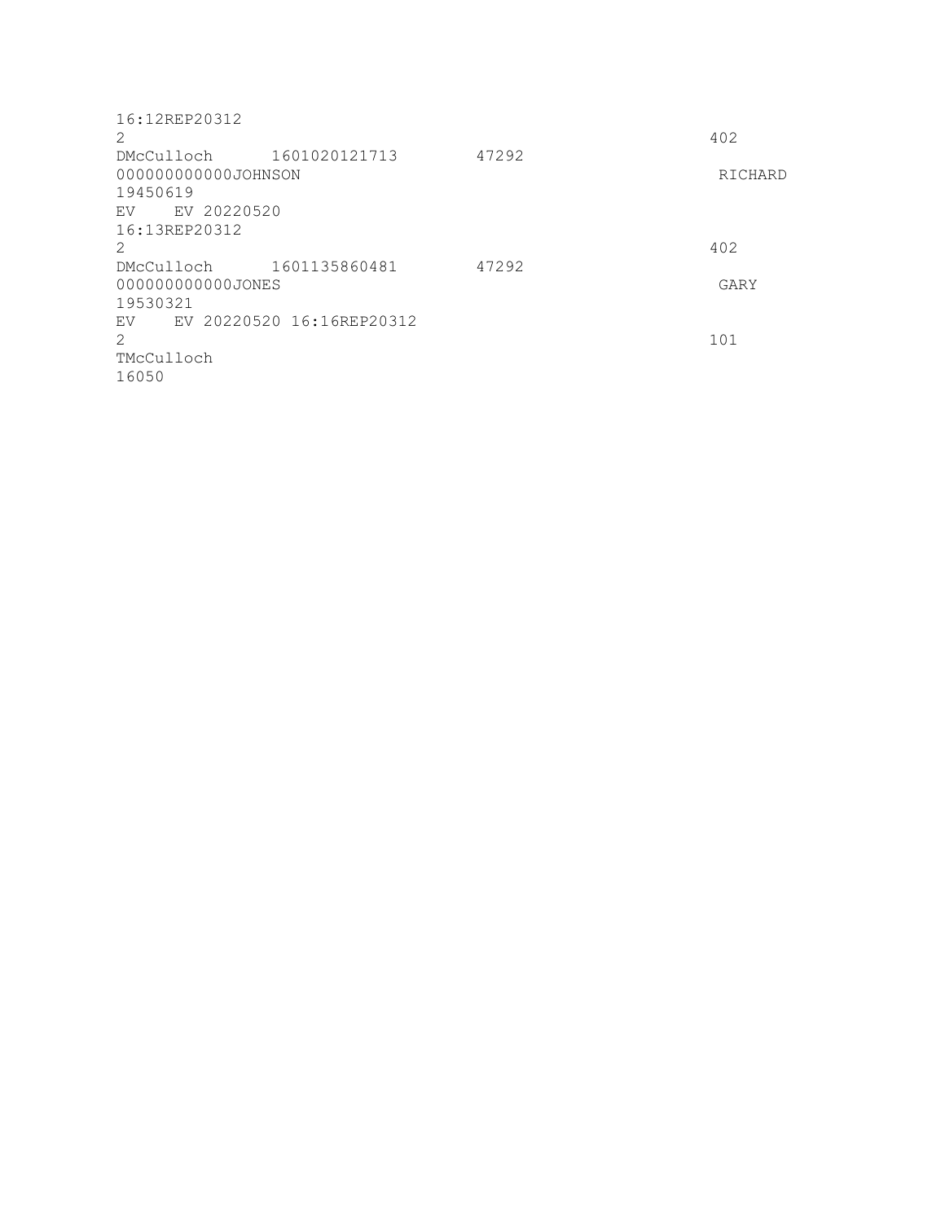```
16:12REP20312
2                                                                   402
DMcCulloch      1601020121713       47292
000000000000JOHNSON                                                  RICHARD
19450619
EV    EV 20220520
16:13REP20312
2                                                                   402
DMcCulloch      1601135860481       47292
000000000000JONES                                                    GARY
19530321
EV    EV 20220520 16:16REP20312
2                                                                   101
TMcCulloch
16050
```